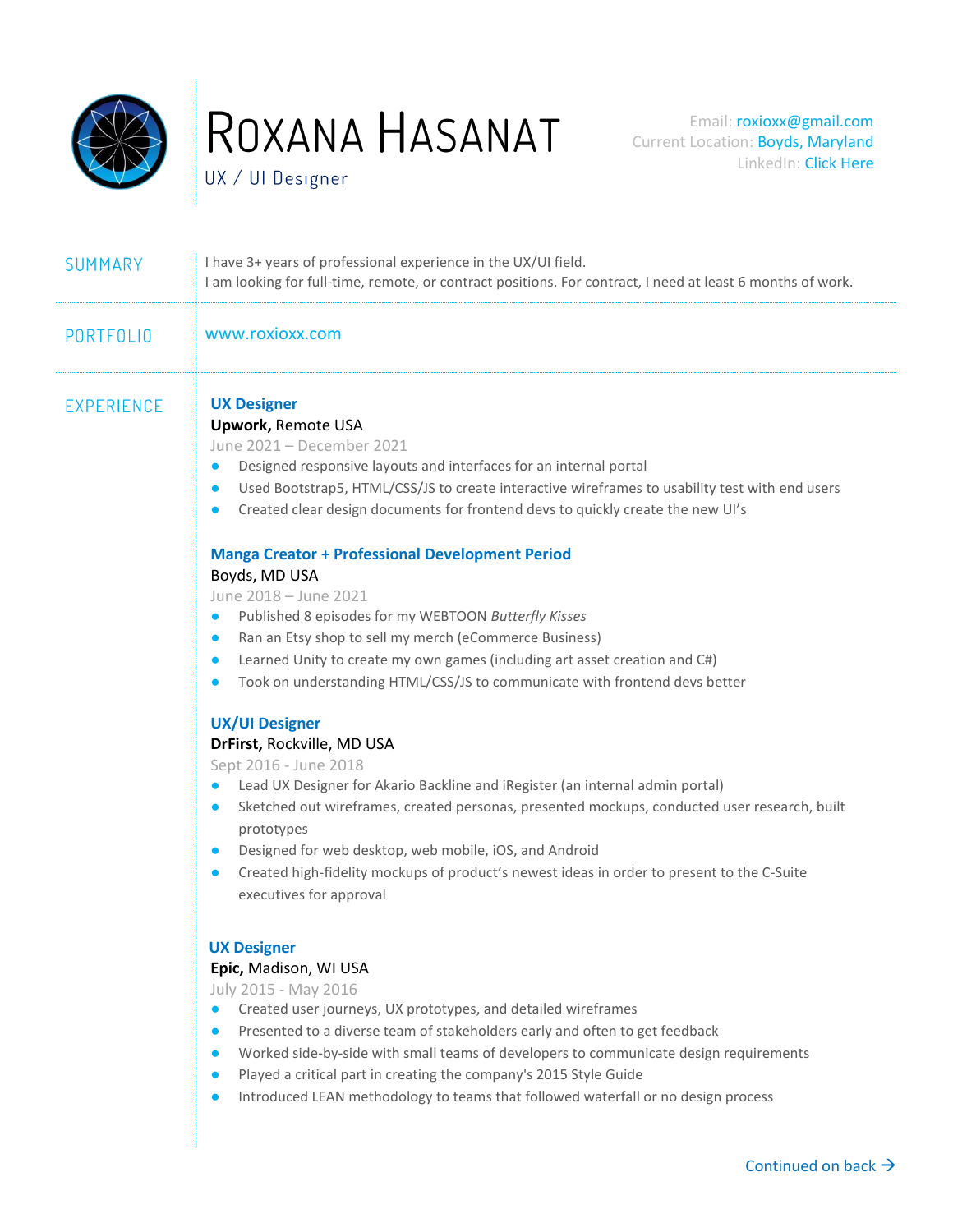# Roxana Hasanat

UX / UI Designer

Email: roxioxx@gmail.com
Current Location: Boyds, Maryland
LinkedIn: Click Here

## SUMMARY

I have 3+ years of professional experience in the UX/UI field.
I am looking for full-time, remote, or contract positions. For contract, I need at least 6 months of work.

## PORTFOLIO

www.roxioxx.com

## EXPERIENCE

### UX Designer

**Upwork,** Remote USA
June 2021 – December 2021

- Designed responsive layouts and interfaces for an internal portal
- Used Bootstrap5, HTML/CSS/JS to create interactive wireframes to usability test with end users
- Created clear design documents for frontend devs to quickly create the new UI's

### Manga Creator + Professional Development Period

Boyds, MD USA
June 2018 – June 2021

- Published 8 episodes for my WEBTOON *Butterfly Kisses*
- Ran an Etsy shop to sell my merch (eCommerce Business)
- Learned Unity to create my own games (including art asset creation and C#)
- Took on understanding HTML/CSS/JS to communicate with frontend devs better

### UX/UI Designer

**DrFirst,** Rockville, MD USA
Sept 2016 - June 2018

- Lead UX Designer for Akario Backline and iRegister (an internal admin portal)
- Sketched out wireframes, created personas, presented mockups, conducted user research, built prototypes
- Designed for web desktop, web mobile, iOS, and Android
- Created high-fidelity mockups of product's newest ideas in order to present to the C-Suite executives for approval

### UX Designer

**Epic,** Madison, WI USA
July 2015 - May 2016

- Created user journeys, UX prototypes, and detailed wireframes
- Presented to a diverse team of stakeholders early and often to get feedback
- Worked side-by-side with small teams of developers to communicate design requirements
- Played a critical part in creating the company's 2015 Style Guide
- Introduced LEAN methodology to teams that followed waterfall or no design process

Continued on back →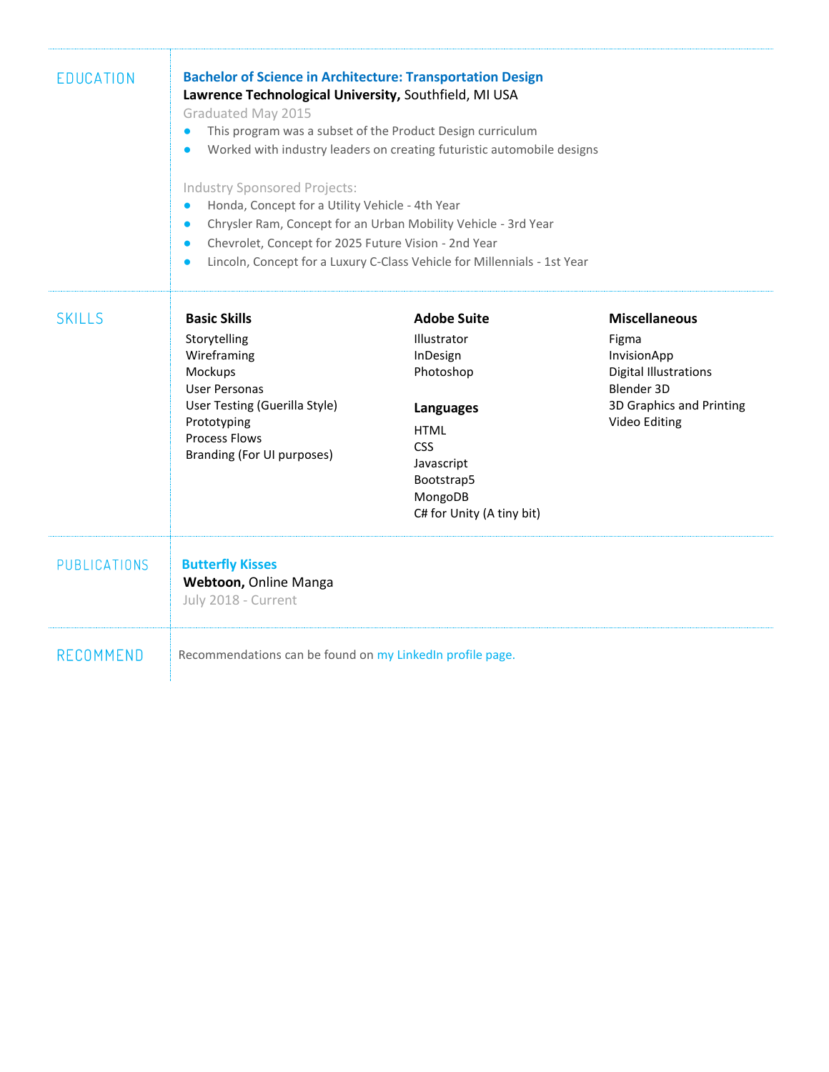## EDUCATION

### Bachelor of Science in Architecture: Transportation Design

**Lawrence Technological University,** Southfield, MI USA

Graduated May 2015

- This program was a subset of the Product Design curriculum
- Worked with industry leaders on creating futuristic automobile designs

Industry Sponsored Projects:

- Honda, Concept for a Utility Vehicle - 4th Year
- Chrysler Ram, Concept for an Urban Mobility Vehicle - 3rd Year
- Chevrolet, Concept for 2025 Future Vision - 2nd Year
- Lincoln, Concept for a Luxury C-Class Vehicle for Millennials - 1st Year

## SKILLS

**Basic Skills**

Storytelling
Wireframing
Mockups
User Personas
User Testing (Guerilla Style)
Prototyping
Process Flows
Branding (For UI purposes)

**Adobe Suite**

Illustrator
InDesign
Photoshop

**Languages**

HTML
CSS
Javascript
Bootstrap5
MongoDB
C# for Unity (A tiny bit)

**Miscellaneous**

Figma
InvisionApp
Digital Illustrations
Blender 3D
3D Graphics and Printing
Video Editing

## PUBLICATIONS

### Butterfly Kisses

**Webtoon,** Online Manga

July 2018 - Current

## RECOMMEND

Recommendations can be found on my LinkedIn profile page.